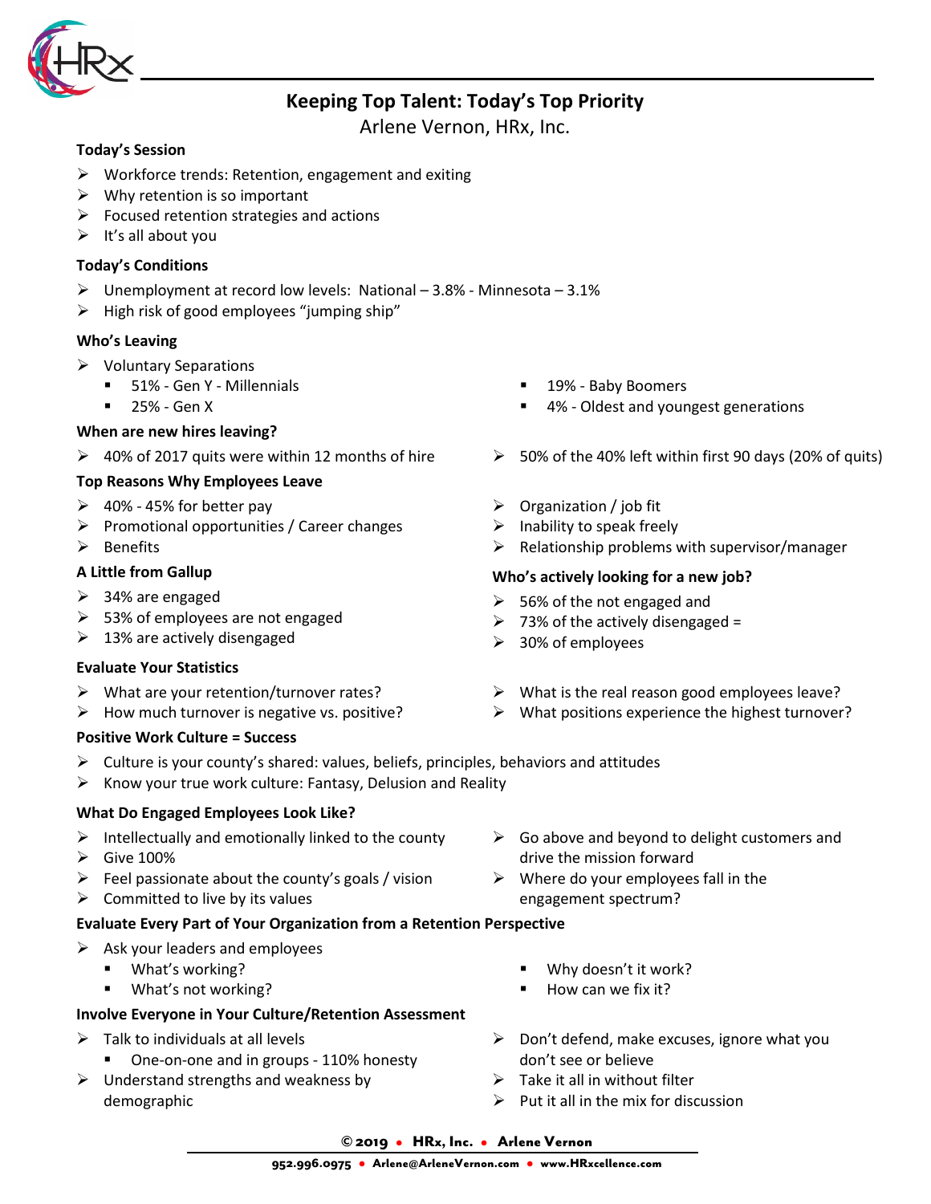# Keeping Top Talent: Today's Top Priority

Arlene Vernon, HRx, Inc.

**Today's Session**

- Workforce trends: Retention, engagement and exiting
- Why retention is so important
- Focused retention strategies and actions
- It's all about you

**Today's Conditions**

- Unemployment at record low levels: National – 3.8% - Minnesota – 3.1%
- High risk of good employees "jumping ship"

**Who's Leaving**

- Voluntary Separations
  - 51% - Gen Y - Millennials
  - 25% - Gen X
  - 19% - Baby Boomers
  - 4% - Oldest and youngest generations

**When are new hires leaving?**

- 40% of 2017 quits were within 12 months of hire
- 50% of the 40% left within first 90 days (20% of quits)

**Top Reasons Why Employees Leave**

- 40% - 45% for better pay
- Promotional opportunities / Career changes
- Benefits
- Organization / job fit
- Inability to speak freely
- Relationship problems with supervisor/manager

**A Little from Gallup**

- 34% are engaged
- 53% of employees are not engaged
- 13% are actively disengaged

**Who's actively looking for a new job?**

- 56% of the not engaged and
- 73% of the actively disengaged =
- 30% of employees

**Evaluate Your Statistics**

- What are your retention/turnover rates?
- How much turnover is negative vs. positive?
- What is the real reason good employees leave?
- What positions experience the highest turnover?

**Positive Work Culture = Success**

- Culture is your county's shared: values, beliefs, principles, behaviors and attitudes
- Know your true work culture: Fantasy, Delusion and Reality

**What Do Engaged Employees Look Like?**

- Intellectually and emotionally linked to the county
- Give 100%
- Feel passionate about the county's goals / vision
- Committed to live by its values
- Go above and beyond to delight customers and drive the mission forward
- Where do your employees fall in the engagement spectrum?

**Evaluate Every Part of Your Organization from a Retention Perspective**

- Ask your leaders and employees
  - What's working?
  - What's not working?
  - Why doesn't it work?
  - How can we fix it?

**Involve Everyone in Your Culture/Retention Assessment**

- Talk to individuals at all levels
  - One-on-one and in groups - 110% honesty
- Understand strengths and weakness by demographic
- Don't defend, make excuses, ignore what you don't see or believe
- Take it all in without filter
- Put it all in the mix for discussion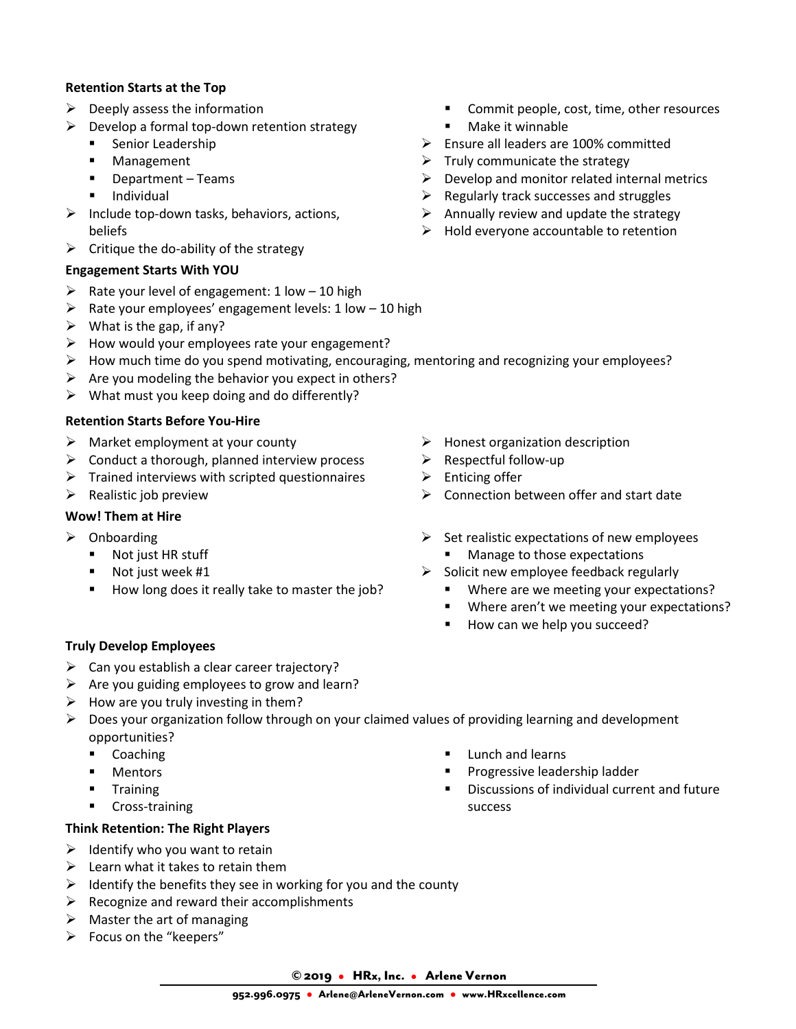**Retention Starts at the Top**

- Deeply assess the information
- Develop a formal top-down retention strategy
  - Senior Leadership
  - Management
  - Department – Teams
  - Individual
- Include top-down tasks, behaviors, actions, beliefs
- Critique the do-ability of the strategy
  - Commit people, cost, time, other resources
  - Make it winnable
- Ensure all leaders are 100% committed
- Truly communicate the strategy
- Develop and monitor related internal metrics
- Regularly track successes and struggles
- Annually review and update the strategy
- Hold everyone accountable to retention

**Engagement Starts With YOU**

- Rate your level of engagement: 1 low – 10 high
- Rate your employees' engagement levels: 1 low – 10 high
- What is the gap, if any?
- How would your employees rate your engagement?
- How much time do you spend motivating, encouraging, mentoring and recognizing your employees?
- Are you modeling the behavior you expect in others?
- What must you keep doing and do differently?

**Retention Starts Before You-Hire**

- Market employment at your county
- Conduct a thorough, planned interview process
- Trained interviews with scripted questionnaires
- Realistic job preview
- Honest organization description
- Respectful follow-up
- Enticing offer
- Connection between offer and start date

**Wow! Them at Hire**

- Onboarding
  - Not just HR stuff
  - Not just week #1
  - How long does it really take to master the job?
- Set realistic expectations of new employees
  - Manage to those expectations
- Solicit new employee feedback regularly
  - Where are we meeting your expectations?
  - Where aren't we meeting your expectations?
  - How can we help you succeed?

**Truly Develop Employees**

- Can you establish a clear career trajectory?
- Are you guiding employees to grow and learn?
- How are you truly investing in them?
- Does your organization follow through on your claimed values of providing learning and development opportunities?
  - Coaching
  - Mentors
  - Training
  - Cross-training
  - Lunch and learns
  - Progressive leadership ladder
  - Discussions of individual current and future success

**Think Retention: The Right Players**

- Identify who you want to retain
- Learn what it takes to retain them
- Identify the benefits they see in working for you and the county
- Recognize and reward their accomplishments
- Master the art of managing
- Focus on the "keepers"

© 2019 • HRx, Inc. • Arlene Vernon

952.996.0975 • Arlene@ArleneVernon.com • www.HRxcellence.com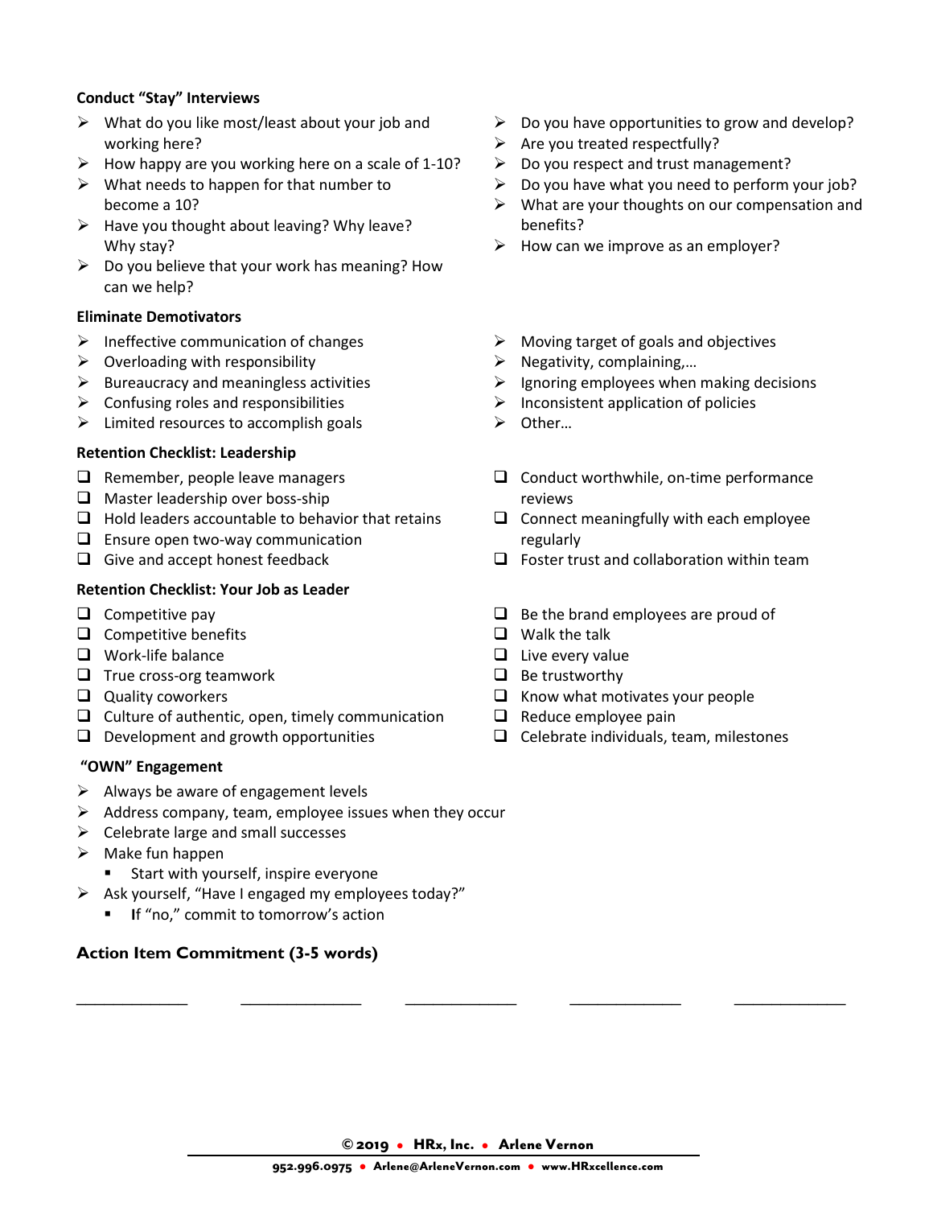**Conduct "Stay" Interviews**

- What do you like most/least about your job and working here?
- How happy are you working here on a scale of 1-10?
- What needs to happen for that number to become a 10?
- Have you thought about leaving? Why leave? Why stay?
- Do you believe that your work has meaning? How can we help?
- Do you have opportunities to grow and develop?
- Are you treated respectfully?
- Do you respect and trust management?
- Do you have what you need to perform your job?
- What are your thoughts on our compensation and benefits?
- How can we improve as an employer?

**Eliminate Demotivators**

- Ineffective communication of changes
- Overloading with responsibility
- Bureaucracy and meaningless activities
- Confusing roles and responsibilities
- Limited resources to accomplish goals
- Moving target of goals and objectives
- Negativity, complaining,…
- Ignoring employees when making decisions
- Inconsistent application of policies
- Other…

**Retention Checklist: Leadership**

- [ ] Remember, people leave managers
- [ ] Master leadership over boss-ship
- [ ] Hold leaders accountable to behavior that retains
- [ ] Ensure open two-way communication
- [ ] Give and accept honest feedback
- [ ] Conduct worthwhile, on-time performance reviews
- [ ] Connect meaningfully with each employee regularly
- [ ] Foster trust and collaboration within team

**Retention Checklist: Your Job as Leader**

- [ ] Competitive pay
- [ ] Competitive benefits
- [ ] Work-life balance
- [ ] True cross-org teamwork
- [ ] Quality coworkers
- [ ] Culture of authentic, open, timely communication
- [ ] Development and growth opportunities
- [ ] Be the brand employees are proud of
- [ ] Walk the talk
- [ ] Live every value
- [ ] Be trustworthy
- [ ] Know what motivates your people
- [ ] Reduce employee pain
- [ ] Celebrate individuals, team, milestones

**"OWN" Engagement**

- Always be aware of engagement levels
- Address company, team, employee issues when they occur
- Celebrate large and small successes
- Make fun happen
  - Start with yourself, inspire everyone
- Ask yourself, "Have I engaged my employees today?"
  - If "no," commit to tomorrow's action

**Action Item Commitment (3-5 words)**

\_\_\_\_\_\_\_\_\_\_\_\_\_\_ \_\_\_\_\_\_\_\_\_\_\_\_\_\_ \_\_\_\_\_\_\_\_\_\_\_\_\_\_ \_\_\_\_\_\_\_\_\_\_\_\_\_\_ \_\_\_\_\_\_\_\_\_\_\_\_\_\_

© 2019 • HRx, Inc. • Arlene Vernon

952.996.0975 • Arlene@ArleneVernon.com • www.HRxcellence.com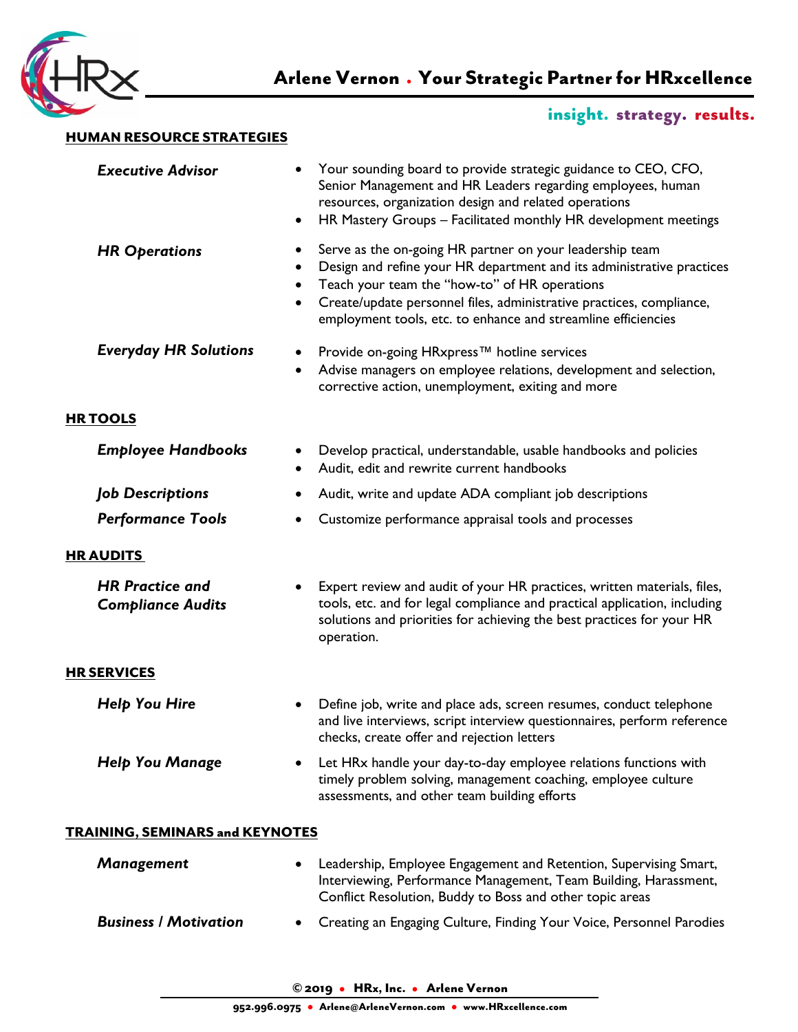# Arlene Vernon • Your Strategic Partner for HRxcellence

**insight. strategy. results.**

## HUMAN RESOURCE STRATEGIES

***Executive Advisor***

- Your sounding board to provide strategic guidance to CEO, CFO, Senior Management and HR Leaders regarding employees, human resources, organization design and related operations
- HR Mastery Groups – Facilitated monthly HR development meetings

***HR Operations***

- Serve as the on-going HR partner on your leadership team
- Design and refine your HR department and its administrative practices
- Teach your team the "how-to" of HR operations
- Create/update personnel files, administrative practices, compliance, employment tools, etc. to enhance and streamline efficiencies

***Everyday HR Solutions***

- Provide on-going HRxpress™ hotline services
- Advise managers on employee relations, development and selection, corrective action, unemployment, exiting and more

## HR TOOLS

***Employee Handbooks***

- Develop practical, understandable, usable handbooks and policies
- Audit, edit and rewrite current handbooks

***Job Descriptions***

- Audit, write and update ADA compliant job descriptions

***Performance Tools***

- Customize performance appraisal tools and processes

## HR AUDITS

***HR Practice and Compliance Audits***

- Expert review and audit of your HR practices, written materials, files, tools, etc. and for legal compliance and practical application, including solutions and priorities for achieving the best practices for your HR operation.

## HR SERVICES

***Help You Hire***

- Define job, write and place ads, screen resumes, conduct telephone and live interviews, script interview questionnaires, perform reference checks, create offer and rejection letters

***Help You Manage***

- Let HRx handle your day-to-day employee relations functions with timely problem solving, management coaching, employee culture assessments, and other team building efforts

## TRAINING, SEMINARS and KEYNOTES

***Management***

- Leadership, Employee Engagement and Retention, Supervising Smart, Interviewing, Performance Management, Team Building, Harassment, Conflict Resolution, Buddy to Boss and other topic areas

***Business / Motivation***

- Creating an Engaging Culture, Finding Your Voice, Personnel Parodies

© 2019 • HRx, Inc. • Arlene Vernon

952.996.0975 • Arlene@ArleneVernon.com • www.HRxcellence.com